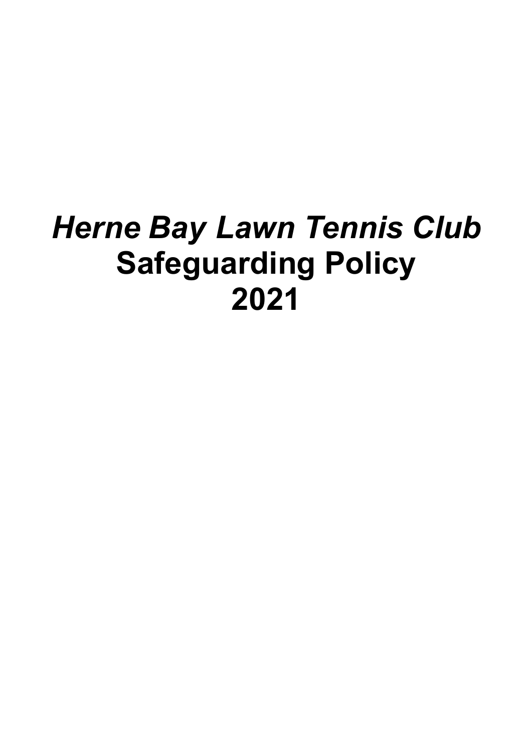# *Herne Bay Lawn Tennis Club*
# Safeguarding Policy
# 2021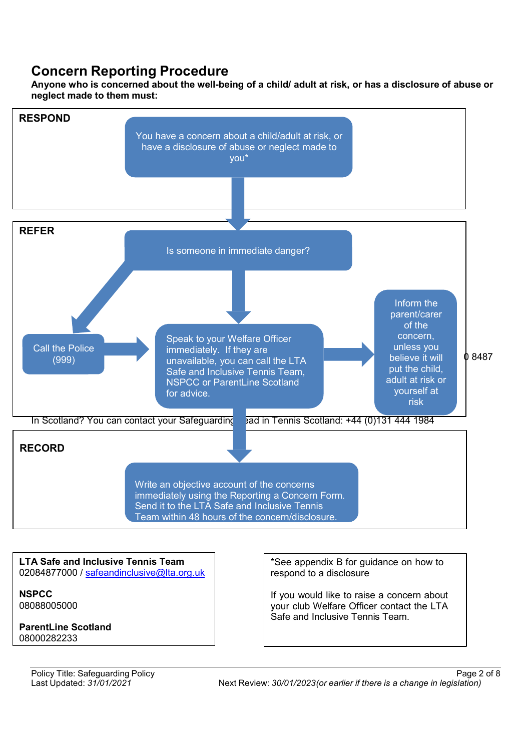# Concern Reporting Procedure

**Anyone who is concerned about the well-being of a child/ adult at risk, or has a disclosure of abuse or neglect made to them must:**

## RESPOND

You have a concern about a child/adult at risk, or have a disclosure of abuse or neglect made to you*

## REFER

Is someone in immediate danger?

Call the Police (999)

Speak to your Welfare Officer immediately. If they are unavailable, you can call the LTA Safe and Inclusive Tennis Team, NSPCC or ParentLine Scotland for advice.

Inform the parent/carer of the concern, unless you believe it will put the child, adult at risk or yourself at risk

0 8487

In Scotland? You can contact your Safeguarding Lead in Tennis Scotland: +44 (0)131 444 1984

## RECORD

Write an objective account of the concerns immediately using the Reporting a Concern Form. Send it to the LTA Safe and Inclusive Tennis Team within 48 hours of the concern/disclosure.

**LTA Safe and Inclusive Tennis Team**
02084877000 / safeandinclusive@lta.org.uk

**NSPCC**
08088005000

**ParentLine Scotland**
08000282233

*See appendix B for guidance on how to respond to a disclosure

If you would like to raise a concern about your club Welfare Officer contact the LTA Safe and Inclusive Tennis Team.

Policy Title: Safeguarding Policy
Last Updated: *31/01/2021*
Next Review: *30/01/2023(or earlier if there is a change in legislation)*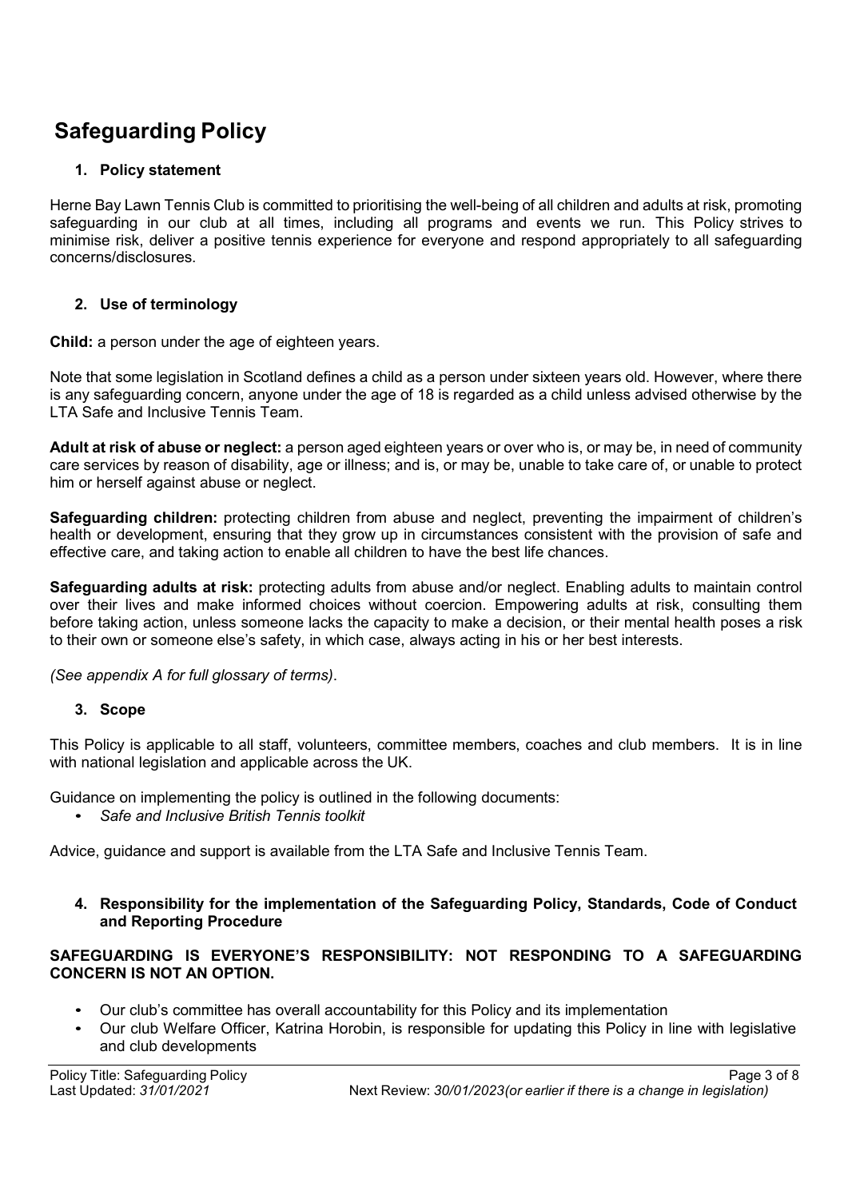# Safeguarding Policy

## 1. Policy statement

Herne Bay Lawn Tennis Club is committed to prioritising the well-being of all children and adults at risk, promoting safeguarding in our club at all times, including all programs and events we run. This Policy strives to minimise risk, deliver a positive tennis experience for everyone and respond appropriately to all safeguarding concerns/disclosures.

## 2. Use of terminology

**Child:** a person under the age of eighteen years.

Note that some legislation in Scotland defines a child as a person under sixteen years old. However, where there is any safeguarding concern, anyone under the age of 18 is regarded as a child unless advised otherwise by the LTA Safe and Inclusive Tennis Team.

**Adult at risk of abuse or neglect:** a person aged eighteen years or over who is, or may be, in need of community care services by reason of disability, age or illness; and is, or may be, unable to take care of, or unable to protect him or herself against abuse or neglect.

**Safeguarding children:** protecting children from abuse and neglect, preventing the impairment of children's health or development, ensuring that they grow up in circumstances consistent with the provision of safe and effective care, and taking action to enable all children to have the best life chances.

**Safeguarding adults at risk:** protecting adults from abuse and/or neglect. Enabling adults to maintain control over their lives and make informed choices without coercion. Empowering adults at risk, consulting them before taking action, unless someone lacks the capacity to make a decision, or their mental health poses a risk to their own or someone else's safety, in which case, always acting in his or her best interests.

*(See appendix A for full glossary of terms).*

## 3. Scope

This Policy is applicable to all staff, volunteers, committee members, coaches and club members. It is in line with national legislation and applicable across the UK.

Guidance on implementing the policy is outlined in the following documents:

- *Safe and Inclusive British Tennis toolkit*

Advice, guidance and support is available from the LTA Safe and Inclusive Tennis Team.

## 4. Responsibility for the implementation of the Safeguarding Policy, Standards, Code of Conduct and Reporting Procedure

**SAFEGUARDING IS EVERYONE'S RESPONSIBILITY: NOT RESPONDING TO A SAFEGUARDING CONCERN IS NOT AN OPTION.**

- Our club's committee has overall accountability for this Policy and its implementation
- Our club Welfare Officer, Katrina Horobin, is responsible for updating this Policy in line with legislative and club developments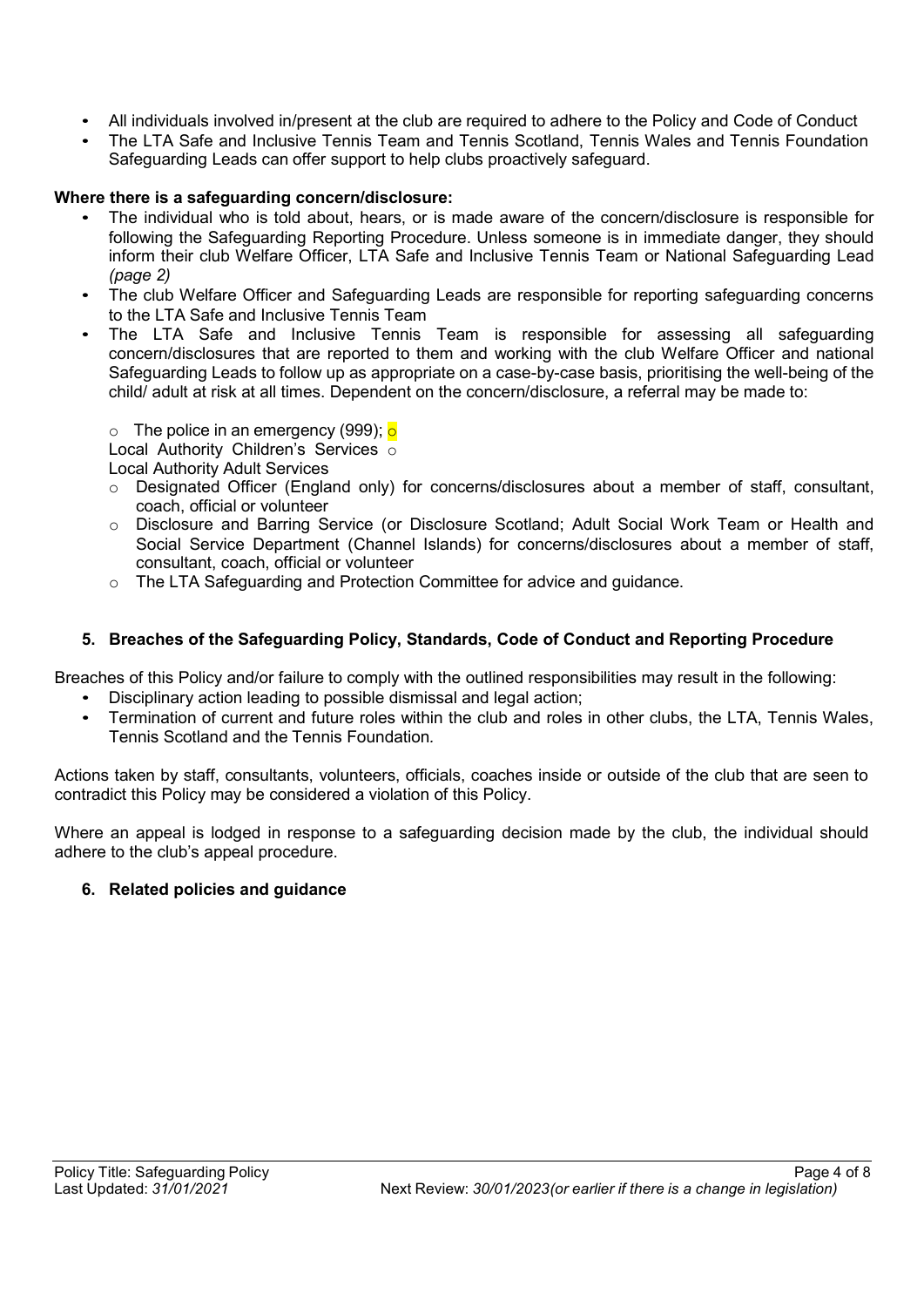- All individuals involved in/present at the club are required to adhere to the Policy and Code of Conduct
- The LTA Safe and Inclusive Tennis Team and Tennis Scotland, Tennis Wales and Tennis Foundation Safeguarding Leads can offer support to help clubs proactively safeguard.

**Where there is a safeguarding concern/disclosure:**

- The individual who is told about, hears, or is made aware of the concern/disclosure is responsible for following the Safeguarding Reporting Procedure. Unless someone is in immediate danger, they should inform their club Welfare Officer, LTA Safe and Inclusive Tennis Team or National Safeguarding Lead *(page 2)*
- The club Welfare Officer and Safeguarding Leads are responsible for reporting safeguarding concerns to the LTA Safe and Inclusive Tennis Team
- The LTA Safe and Inclusive Tennis Team is responsible for assessing all safeguarding concern/disclosures that are reported to them and working with the club Welfare Officer and national Safeguarding Leads to follow up as appropriate on a case-by-case basis, prioritising the well-being of the child/ adult at risk at all times. Dependent on the concern/disclosure, a referral may be made to:
  - The police in an emergency (999);
  - Local Authority Children's Services
  - Local Authority Adult Services
  - Designated Officer (England only) for concerns/disclosures about a member of staff, consultant, coach, official or volunteer
  - Disclosure and Barring Service (or Disclosure Scotland; Adult Social Work Team or Health and Social Service Department (Channel Islands) for concerns/disclosures about a member of staff, consultant, coach, official or volunteer
  - The LTA Safeguarding and Protection Committee for advice and guidance.

## 5. Breaches of the Safeguarding Policy, Standards, Code of Conduct and Reporting Procedure

Breaches of this Policy and/or failure to comply with the outlined responsibilities may result in the following:

- Disciplinary action leading to possible dismissal and legal action;
- Termination of current and future roles within the club and roles in other clubs, the LTA, Tennis Wales, Tennis Scotland and the Tennis Foundation.

Actions taken by staff, consultants, volunteers, officials, coaches inside or outside of the club that are seen to contradict this Policy may be considered a violation of this Policy.

Where an appeal is lodged in response to a safeguarding decision made by the club, the individual should adhere to the club's appeal procedure.

## 6. Related policies and guidance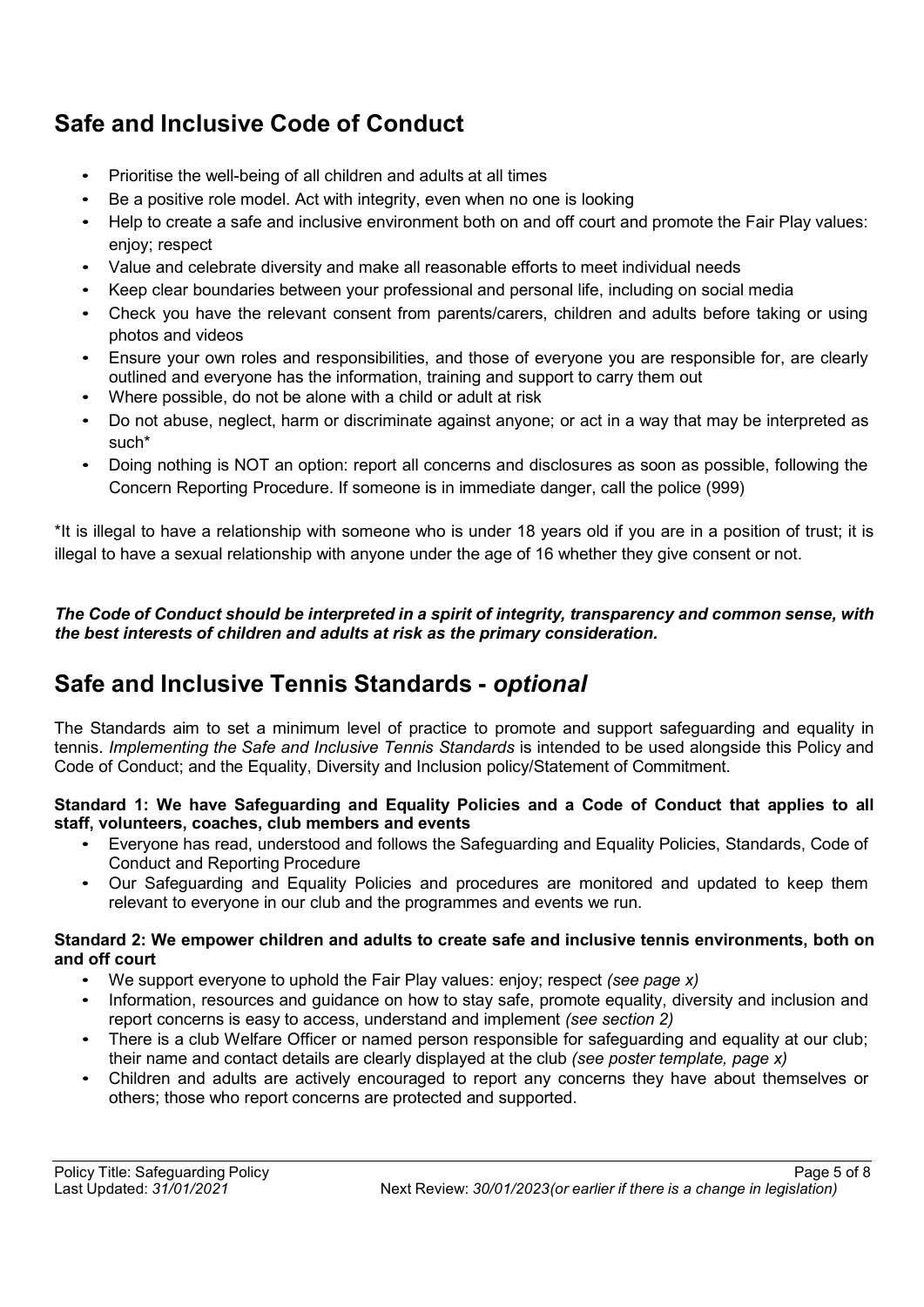## Safe and Inclusive Code of Conduct

- Prioritise the well-being of all children and adults at all times
- Be a positive role model. Act with integrity, even when no one is looking
- Help to create a safe and inclusive environment both on and off court and promote the Fair Play values: enjoy; respect
- Value and celebrate diversity and make all reasonable efforts to meet individual needs
- Keep clear boundaries between your professional and personal life, including on social media
- Check you have the relevant consent from parents/carers, children and adults before taking or using photos and videos
- Ensure your own roles and responsibilities, and those of everyone you are responsible for, are clearly outlined and everyone has the information, training and support to carry them out
- Where possible, do not be alone with a child or adult at risk
- Do not abuse, neglect, harm or discriminate against anyone; or act in a way that may be interpreted as such*
- Doing nothing is NOT an option: report all concerns and disclosures as soon as possible, following the Concern Reporting Procedure. If someone is in immediate danger, call the police (999)

*It is illegal to have a relationship with someone who is under 18 years old if you are in a position of trust; it is illegal to have a sexual relationship with anyone under the age of 16 whether they give consent or not.

***The Code of Conduct should be interpreted in a spirit of integrity, transparency and common sense, with the best interests of children and adults at risk as the primary consideration.***

## Safe and Inclusive Tennis Standards - *optional*

The Standards aim to set a minimum level of practice to promote and support safeguarding and equality in tennis. *Implementing the Safe and Inclusive Tennis Standards* is intended to be used alongside this Policy and Code of Conduct; and the Equality, Diversity and Inclusion policy/Statement of Commitment.

**Standard 1: We have Safeguarding and Equality Policies and a Code of Conduct that applies to all staff, volunteers, coaches, club members and events**

- Everyone has read, understood and follows the Safeguarding and Equality Policies, Standards, Code of Conduct and Reporting Procedure
- Our Safeguarding and Equality Policies and procedures are monitored and updated to keep them relevant to everyone in our club and the programmes and events we run.

**Standard 2: We empower children and adults to create safe and inclusive tennis environments, both on and off court**

- We support everyone to uphold the Fair Play values: enjoy; respect *(see page x)*
- Information, resources and guidance on how to stay safe, promote equality, diversity and inclusion and report concerns is easy to access, understand and implement *(see section 2)*
- There is a club Welfare Officer or named person responsible for safeguarding and equality at our club; their name and contact details are clearly displayed at the club *(see poster template, page x)*
- Children and adults are actively encouraged to report any concerns they have about themselves or others; those who report concerns are protected and supported.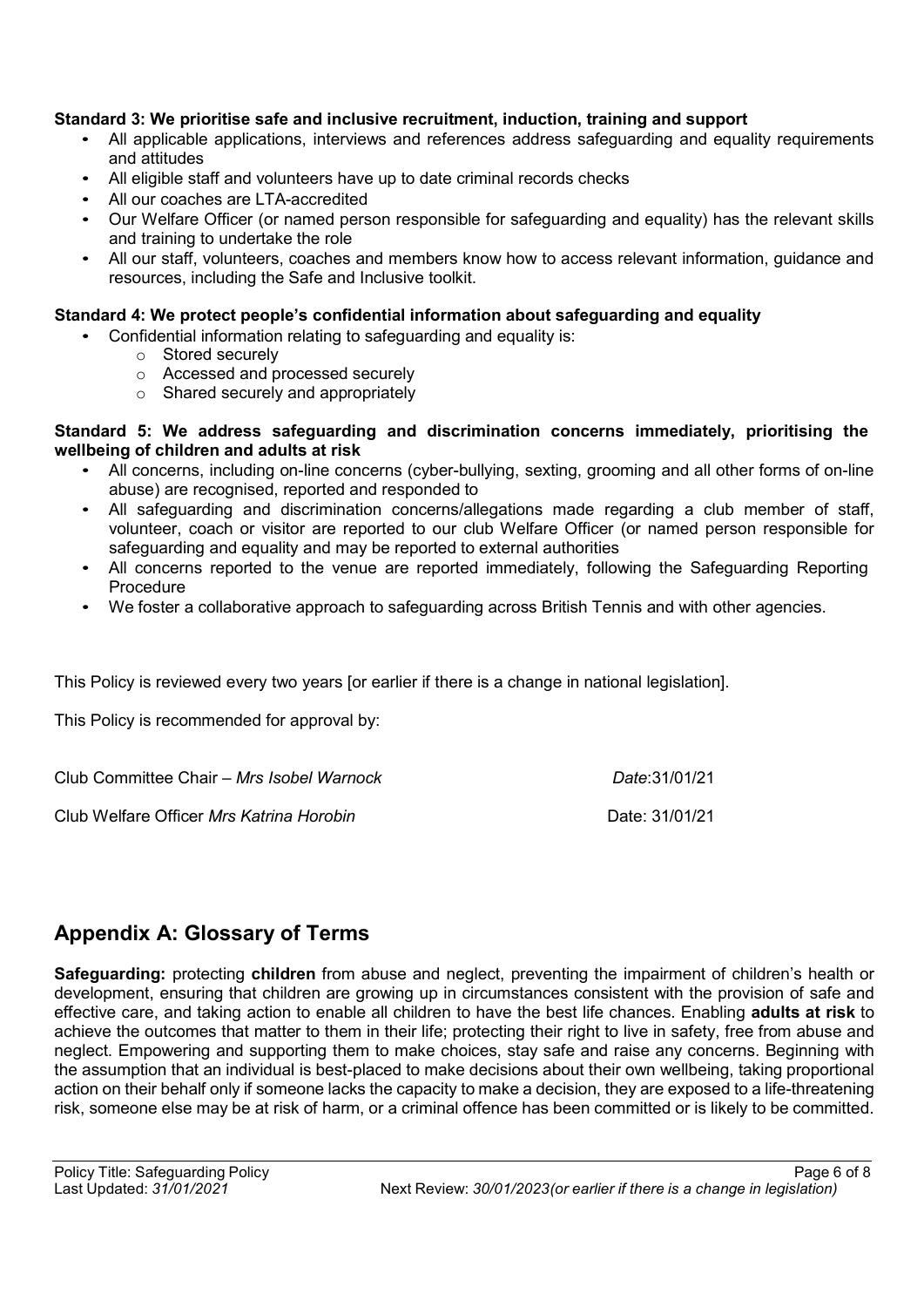**Standard 3: We prioritise safe and inclusive recruitment, induction, training and support**

- All applicable applications, interviews and references address safeguarding and equality requirements and attitudes
- All eligible staff and volunteers have up to date criminal records checks
- All our coaches are LTA-accredited
- Our Welfare Officer (or named person responsible for safeguarding and equality) has the relevant skills and training to undertake the role
- All our staff, volunteers, coaches and members know how to access relevant information, guidance and resources, including the Safe and Inclusive toolkit.

**Standard 4: We protect people's confidential information about safeguarding and equality**

- Confidential information relating to safeguarding and equality is:
  - Stored securely
  - Accessed and processed securely
  - Shared securely and appropriately

**Standard 5: We address safeguarding and discrimination concerns immediately, prioritising the wellbeing of children and adults at risk**

- All concerns, including on-line concerns (cyber-bullying, sexting, grooming and all other forms of on-line abuse) are recognised, reported and responded to
- All safeguarding and discrimination concerns/allegations made regarding a club member of staff, volunteer, coach or visitor are reported to our club Welfare Officer (or named person responsible for safeguarding and equality and may be reported to external authorities
- All concerns reported to the venue are reported immediately, following the Safeguarding Reporting Procedure
- We foster a collaborative approach to safeguarding across British Tennis and with other agencies.

This Policy is reviewed every two years [or earlier if there is a change in national legislation].

This Policy is recommended for approval by:

Club Committee Chair – *Mrs Isobel Warnock* *Date*:31/01/21

Club Welfare Officer *Mrs Katrina Horobin* Date: 31/01/21

## Appendix A: Glossary of Terms

**Safeguarding:** protecting **children** from abuse and neglect, preventing the impairment of children's health or development, ensuring that children are growing up in circumstances consistent with the provision of safe and effective care, and taking action to enable all children to have the best life chances. Enabling **adults at risk** to achieve the outcomes that matter to them in their life; protecting their right to live in safety, free from abuse and neglect. Empowering and supporting them to make choices, stay safe and raise any concerns. Beginning with the assumption that an individual is best-placed to make decisions about their own wellbeing, taking proportional action on their behalf only if someone lacks the capacity to make a decision, they are exposed to a life-threatening risk, someone else may be at risk of harm, or a criminal offence has been committed or is likely to be committed.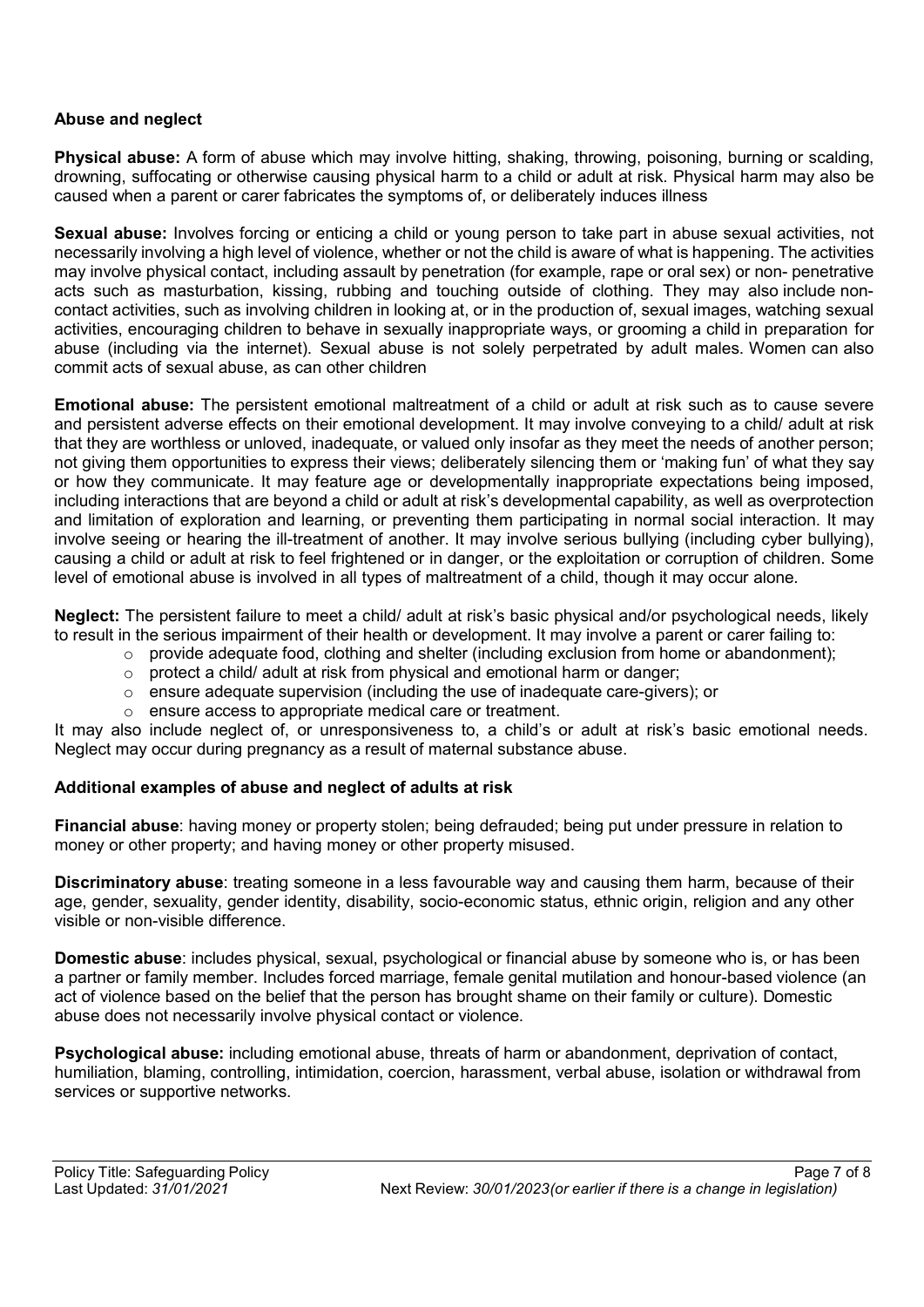### Abuse and neglect

**Physical abuse:** A form of abuse which may involve hitting, shaking, throwing, poisoning, burning or scalding, drowning, suffocating or otherwise causing physical harm to a child or adult at risk. Physical harm may also be caused when a parent or carer fabricates the symptoms of, or deliberately induces illness

**Sexual abuse:** Involves forcing or enticing a child or young person to take part in abuse sexual activities, not necessarily involving a high level of violence, whether or not the child is aware of what is happening. The activities may involve physical contact, including assault by penetration (for example, rape or oral sex) or non- penetrative acts such as masturbation, kissing, rubbing and touching outside of clothing. They may also include non-contact activities, such as involving children in looking at, or in the production of, sexual images, watching sexual activities, encouraging children to behave in sexually inappropriate ways, or grooming a child in preparation for abuse (including via the internet). Sexual abuse is not solely perpetrated by adult males. Women can also commit acts of sexual abuse, as can other children

**Emotional abuse:** The persistent emotional maltreatment of a child or adult at risk such as to cause severe and persistent adverse effects on their emotional development. It may involve conveying to a child/ adult at risk that they are worthless or unloved, inadequate, or valued only insofar as they meet the needs of another person; not giving them opportunities to express their views; deliberately silencing them or 'making fun' of what they say or how they communicate. It may feature age or developmentally inappropriate expectations being imposed, including interactions that are beyond a child or adult at risk's developmental capability, as well as overprotection and limitation of exploration and learning, or preventing them participating in normal social interaction. It may involve seeing or hearing the ill-treatment of another. It may involve serious bullying (including cyber bullying), causing a child or adult at risk to feel frightened or in danger, or the exploitation or corruption of children. Some level of emotional abuse is involved in all types of maltreatment of a child, though it may occur alone.

**Neglect:** The persistent failure to meet a child/ adult at risk's basic physical and/or psychological needs, likely to result in the serious impairment of their health or development. It may involve a parent or carer failing to:

- provide adequate food, clothing and shelter (including exclusion from home or abandonment);
- protect a child/ adult at risk from physical and emotional harm or danger;
- ensure adequate supervision (including the use of inadequate care-givers); or
- ensure access to appropriate medical care or treatment.

It may also include neglect of, or unresponsiveness to, a child's or adult at risk's basic emotional needs. Neglect may occur during pregnancy as a result of maternal substance abuse.

### Additional examples of abuse and neglect of adults at risk

**Financial abuse**: having money or property stolen; being defrauded; being put under pressure in relation to money or other property; and having money or other property misused.

**Discriminatory abuse**: treating someone in a less favourable way and causing them harm, because of their age, gender, sexuality, gender identity, disability, socio-economic status, ethnic origin, religion and any other visible or non-visible difference.

**Domestic abuse**: includes physical, sexual, psychological or financial abuse by someone who is, or has been a partner or family member. Includes forced marriage, female genital mutilation and honour-based violence (an act of violence based on the belief that the person has brought shame on their family or culture). Domestic abuse does not necessarily involve physical contact or violence.

**Psychological abuse:** including emotional abuse, threats of harm or abandonment, deprivation of contact, humiliation, blaming, controlling, intimidation, coercion, harassment, verbal abuse, isolation or withdrawal from services or supportive networks.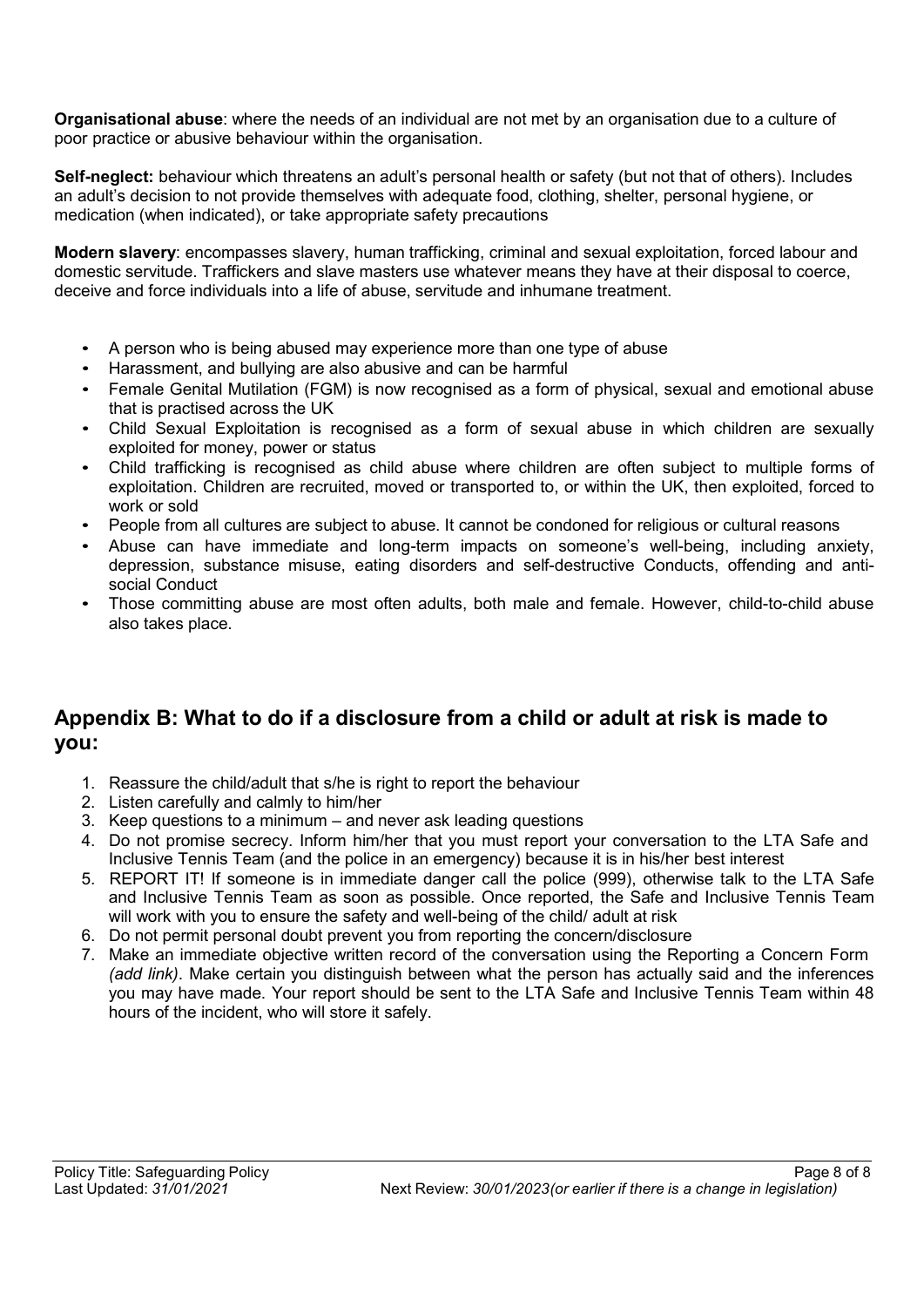**Organisational abuse**: where the needs of an individual are not met by an organisation due to a culture of poor practice or abusive behaviour within the organisation.

**Self-neglect:** behaviour which threatens an adult's personal health or safety (but not that of others). Includes an adult's decision to not provide themselves with adequate food, clothing, shelter, personal hygiene, or medication (when indicated), or take appropriate safety precautions

**Modern slavery**: encompasses slavery, human trafficking, criminal and sexual exploitation, forced labour and domestic servitude. Traffickers and slave masters use whatever means they have at their disposal to coerce, deceive and force individuals into a life of abuse, servitude and inhumane treatment.

- A person who is being abused may experience more than one type of abuse
- Harassment, and bullying are also abusive and can be harmful
- Female Genital Mutilation (FGM) is now recognised as a form of physical, sexual and emotional abuse that is practised across the UK
- Child Sexual Exploitation is recognised as a form of sexual abuse in which children are sexually exploited for money, power or status
- Child trafficking is recognised as child abuse where children are often subject to multiple forms of exploitation. Children are recruited, moved or transported to, or within the UK, then exploited, forced to work or sold
- People from all cultures are subject to abuse. It cannot be condoned for religious or cultural reasons
- Abuse can have immediate and long-term impacts on someone's well-being, including anxiety, depression, substance misuse, eating disorders and self-destructive Conducts, offending and anti-social Conduct
- Those committing abuse are most often adults, both male and female. However, child-to-child abuse also takes place.

## Appendix B: What to do if a disclosure from a child or adult at risk is made to you:

1. Reassure the child/adult that s/he is right to report the behaviour
2. Listen carefully and calmly to him/her
3. Keep questions to a minimum – and never ask leading questions
4. Do not promise secrecy. Inform him/her that you must report your conversation to the LTA Safe and Inclusive Tennis Team (and the police in an emergency) because it is in his/her best interest
5. REPORT IT! If someone is in immediate danger call the police (999), otherwise talk to the LTA Safe and Inclusive Tennis Team as soon as possible. Once reported, the Safe and Inclusive Tennis Team will work with you to ensure the safety and well-being of the child/ adult at risk
6. Do not permit personal doubt prevent you from reporting the concern/disclosure
7. Make an immediate objective written record of the conversation using the Reporting a Concern Form *(add link)*. Make certain you distinguish between what the person has actually said and the inferences you may have made. Your report should be sent to the LTA Safe and Inclusive Tennis Team within 48 hours of the incident, who will store it safely.